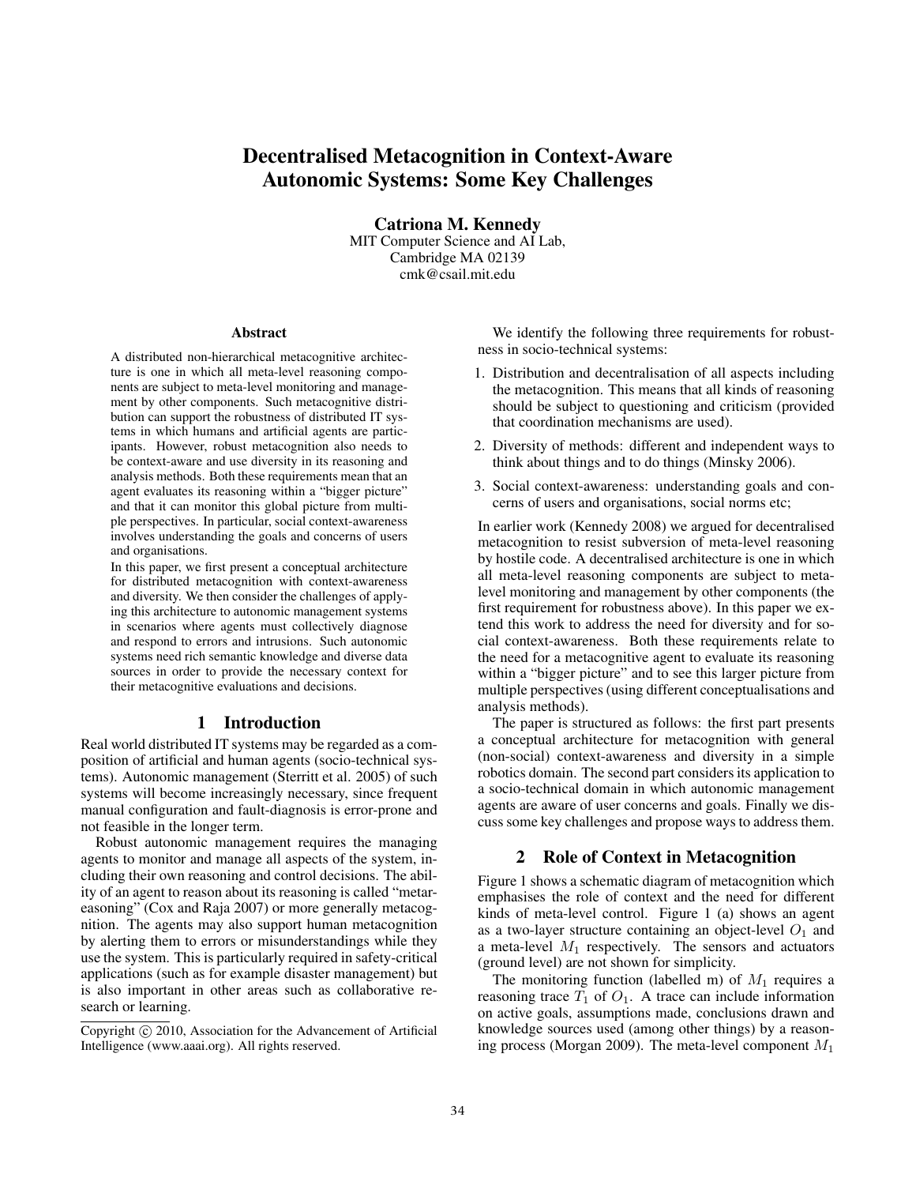# Decentralised Metacognition in Context-Aware Autonomic Systems: Some Key Challenges

**Catriona M. Kennedy**
MIT Computer Science and AI Lab,
Cambridge MA 02139
cmk@csail.mit.edu

### Abstract

A distributed non-hierarchical metacognitive architecture is one in which all meta-level reasoning components are subject to meta-level monitoring and management by other components. Such metacognitive distribution can support the robustness of distributed IT systems in which humans and artificial agents are participants. However, robust metacognition also needs to be context-aware and use diversity in its reasoning and analysis methods. Both these requirements mean that an agent evaluates its reasoning within a "bigger picture" and that it can monitor this global picture from multiple perspectives. In particular, social context-awareness involves understanding the goals and concerns of users and organisations.

In this paper, we first present a conceptual architecture for distributed metacognition with context-awareness and diversity. We then consider the challenges of applying this architecture to autonomic management systems in scenarios where agents must collectively diagnose and respond to errors and intrusions. Such autonomic systems need rich semantic knowledge and diverse data sources in order to provide the necessary context for their metacognitive evaluations and decisions.

## 1 Introduction

Real world distributed IT systems may be regarded as a composition of artificial and human agents (socio-technical systems). Autonomic management (Sterritt et al. 2005) of such systems will become increasingly necessary, since frequent manual configuration and fault-diagnosis is error-prone and not feasible in the longer term.

Robust autonomic management requires the managing agents to monitor and manage all aspects of the system, including their own reasoning and control decisions. The ability of an agent to reason about its reasoning is called "metareasoning" (Cox and Raja 2007) or more generally metacognition. The agents may also support human metacognition by alerting them to errors or misunderstandings while they use the system. This is particularly required in safety-critical applications (such as for example disaster management) but is also important in other areas such as collaborative research or learning.

Copyright © 2010, Association for the Advancement of Artificial Intelligence (www.aaai.org). All rights reserved.

We identify the following three requirements for robustness in socio-technical systems:

1. Distribution and decentralisation of all aspects including the metacognition. This means that all kinds of reasoning should be subject to questioning and criticism (provided that coordination mechanisms are used).
2. Diversity of methods: different and independent ways to think about things and to do things (Minsky 2006).
3. Social context-awareness: understanding goals and concerns of users and organisations, social norms etc;

In earlier work (Kennedy 2008) we argued for decentralised metacognition to resist subversion of meta-level reasoning by hostile code. A decentralised architecture is one in which all meta-level reasoning components are subject to meta-level monitoring and management by other components (the first requirement for robustness above). In this paper we extend this work to address the need for diversity and for social context-awareness. Both these requirements relate to the need for a metacognitive agent to evaluate its reasoning within a "bigger picture" and to see this larger picture from multiple perspectives (using different conceptualisations and analysis methods).

The paper is structured as follows: the first part presents a conceptual architecture for metacognition with general (non-social) context-awareness and diversity in a simple robotics domain. The second part considers its application to a socio-technical domain in which autonomic management agents are aware of user concerns and goals. Finally we discuss some key challenges and propose ways to address them.

## 2 Role of Context in Metacognition

Figure 1 shows a schematic diagram of metacognition which emphasises the role of context and the need for different kinds of meta-level control. Figure 1 (a) shows an agent as a two-layer structure containing an object-level $O_1$ and a meta-level $M_1$ respectively. The sensors and actuators (ground level) are not shown for simplicity.

The monitoring function (labelled m) of $M_1$ requires a reasoning trace $T_1$ of $O_1$. A trace can include information on active goals, assumptions made, conclusions drawn and knowledge sources used (among other things) by a reasoning process (Morgan 2009). The meta-level component $M_1$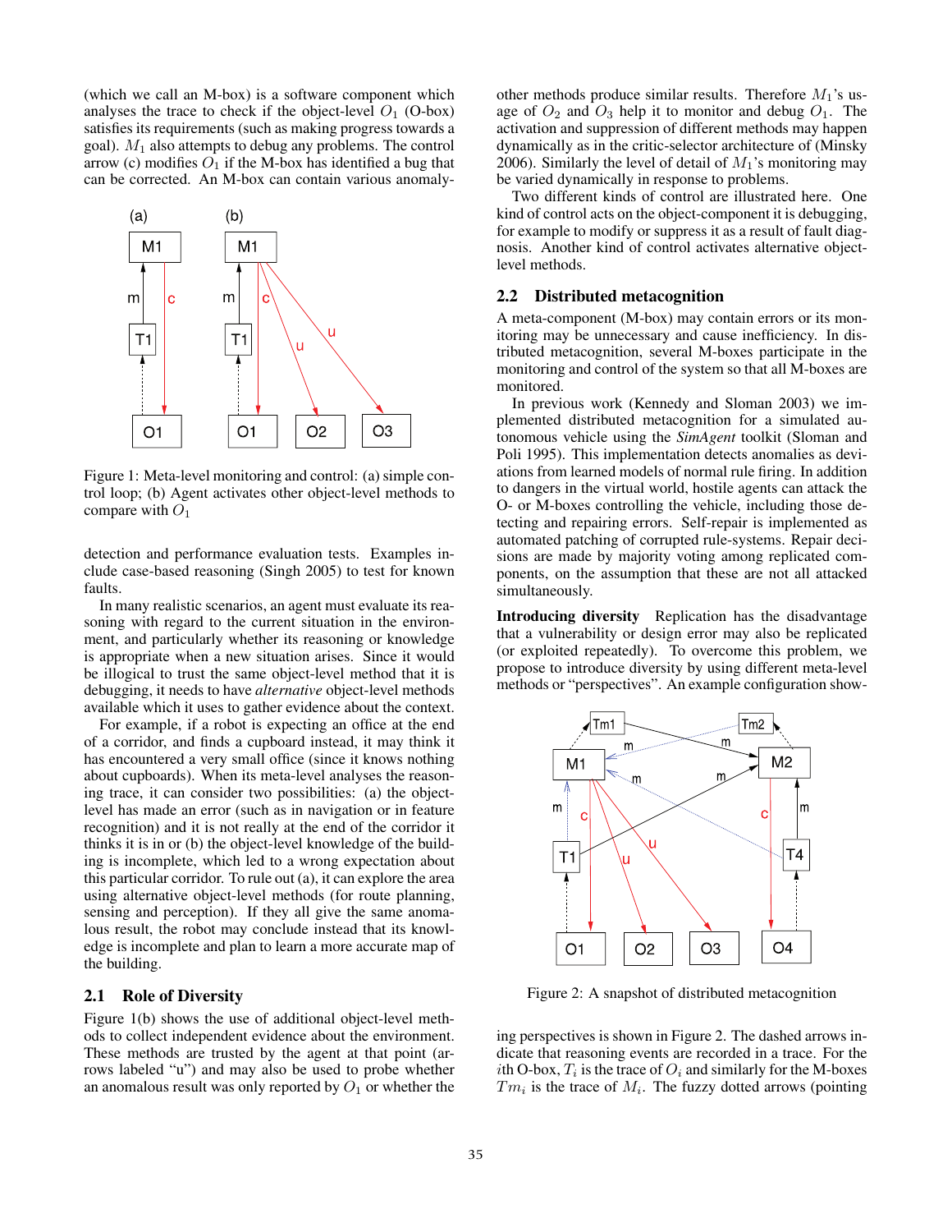(which we call an M-box) is a software component which analyses the trace to check if the object-level $O_1$ (O-box) satisfies its requirements (such as making progress towards a goal). $M_1$ also attempts to debug any problems. The control arrow (c) modifies $O_1$ if the M-box has identified a bug that can be corrected. An M-box can contain various anomaly-detection and performance evaluation tests. Examples include case-based reasoning (Singh 2005) to test for known faults.

Figure 1: Meta-level monitoring and control: (a) simple control loop; (b) Agent activates other object-level methods to compare with $O_1$

In many realistic scenarios, an agent must evaluate its reasoning with regard to the current situation in the environment, and particularly whether its reasoning or knowledge is appropriate when a new situation arises. Since it would be illogical to trust the same object-level method that it is debugging, it needs to have *alternative* object-level methods available which it uses to gather evidence about the context.

For example, if a robot is expecting an office at the end of a corridor, and finds a cupboard instead, it may think it has encountered a very small office (since it knows nothing about cupboards). When its meta-level analyses the reasoning trace, it can consider two possibilities: (a) the object-level has made an error (such as in navigation or in feature recognition) and it is not really at the end of the corridor it thinks it is in or (b) the object-level knowledge of the building is incomplete, which led to a wrong expectation about this particular corridor. To rule out (a), it can explore the area using alternative object-level methods (for route planning, sensing and perception). If they all give the same anomalous result, the robot may conclude instead that its knowledge is incomplete and plan to learn a more accurate map of the building.

## 2.1 Role of Diversity

Figure 1(b) shows the use of additional object-level methods to collect independent evidence about the environment. These methods are trusted by the agent at that point (arrows labeled "u") and may also be used to probe whether an anomalous result was only reported by $O_1$ or whether the other methods produce similar results. Therefore $M_1$'s usage of $O_2$ and $O_3$ help it to monitor and debug $O_1$. The activation and suppression of different methods may happen dynamically as in the critic-selector architecture of (Minsky 2006). Similarly the level of detail of $M_1$'s monitoring may be varied dynamically in response to problems.

Two different kinds of control are illustrated here. One kind of control acts on the object-component it is debugging, for example to modify or suppress it as a result of fault diagnosis. Another kind of control activates alternative object-level methods.

## 2.2 Distributed metacognition

A meta-component (M-box) may contain errors or its monitoring may be unnecessary and cause inefficiency. In distributed metacognition, several M-boxes participate in the monitoring and control of the system so that all M-boxes are monitored.

In previous work (Kennedy and Sloman 2003) we implemented distributed metacognition for a simulated autonomous vehicle using the *SimAgent* toolkit (Sloman and Poli 1995). This implementation detects anomalies as deviations from learned models of normal rule firing. In addition to dangers in the virtual world, hostile agents can attack the O- or M-boxes controlling the vehicle, including those detecting and repairing errors. Self-repair is implemented as automated patching of corrupted rule-systems. Repair decisions are made by majority voting among replicated components, on the assumption that these are not all attacked simultaneously.

**Introducing diversity** Replication has the disadvantage that a vulnerability or design error may also be replicated (or exploited repeatedly). To overcome this problem, we propose to introduce diversity by using different meta-level methods or "perspectives". An example configuration showing perspectives is shown in Figure 2. The dashed arrows indicate that reasoning events are recorded in a trace. For the $i$th O-box, $T_i$ is the trace of $O_i$ and similarly for the M-boxes $Tm_i$ is the trace of $M_i$. The fuzzy dotted arrows (pointing

Figure 2: A snapshot of distributed metacognition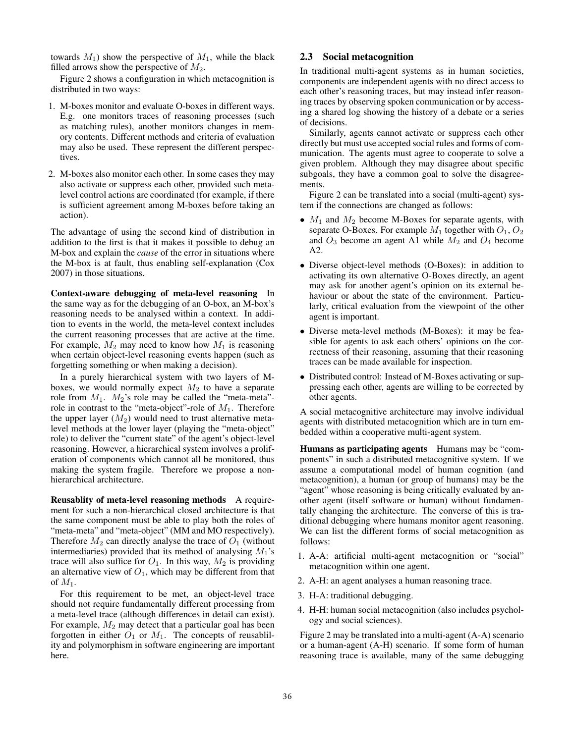towards $M_1$) show the perspective of $M_1$, while the black filled arrows show the perspective of $M_2$.

Figure 2 shows a configuration in which metacognition is distributed in two ways:

1. M-boxes monitor and evaluate O-boxes in different ways. E.g. one monitors traces of reasoning processes (such as matching rules), another monitors changes in memory contents. Different methods and criteria of evaluation may also be used. These represent the different perspectives.
2. M-boxes also monitor each other. In some cases they may also activate or suppress each other, provided such meta-level control actions are coordinated (for example, if there is sufficient agreement among M-boxes before taking an action).

The advantage of using the second kind of distribution in addition to the first is that it makes it possible to debug an M-box and explain the *cause* of the error in situations where the M-box is at fault, thus enabling self-explanation (Cox 2007) in those situations.

**Context-aware debugging of meta-level reasoning** In the same way as for the debugging of an O-box, an M-box's reasoning needs to be analysed within a context. In addition to events in the world, the meta-level context includes the current reasoning processes that are active at the time. For example, $M_2$ may need to know how $M_1$ is reasoning when certain object-level reasoning events happen (such as forgetting something or when making a decision).

In a purely hierarchical system with two layers of M-boxes, we would normally expect $M_2$ to have a separate role from $M_1$. $M_2$'s role may be called the "meta-meta"-role in contrast to the "meta-object"-role of $M_1$. Therefore the upper layer ($M_2$) would need to trust alternative meta-level methods at the lower layer (playing the "meta-object" role) to deliver the "current state" of the agent's object-level reasoning. However, a hierarchical system involves a proliferation of components which cannot all be monitored, thus making the system fragile. Therefore we propose a non-hierarchical architecture.

**Reusablity of meta-level reasoning methods** A requirement for such a non-hierarchical closed architecture is that the same component must be able to play both the roles of "meta-meta" and "meta-object" (MM and MO respectively). Therefore $M_2$ can directly analyse the trace of $O_1$ (without intermediaries) provided that its method of analysing $M_1$'s trace will also suffice for $O_1$. In this way, $M_2$ is providing an alternative view of $O_1$, which may be different from that of $M_1$.

For this requirement to be met, an object-level trace should not require fundamentally different processing from a meta-level trace (although differences in detail can exist). For example, $M_2$ may detect that a particular goal has been forgotten in either $O_1$ or $M_1$. The concepts of reusablility and polymorphism in software engineering are important here.

## 2.3 Social metacognition

In traditional multi-agent systems as in human societies, components are independent agents with no direct access to each other's reasoning traces, but may instead infer reasoning traces by observing spoken communication or by accessing a shared log showing the history of a debate or a series of decisions.

Similarly, agents cannot activate or suppress each other directly but must use accepted social rules and forms of communication. The agents must agree to cooperate to solve a given problem. Although they may disagree about specific subgoals, they have a common goal to solve the disagreements.

Figure 2 can be translated into a social (multi-agent) system if the connections are changed as follows:

- $M_1$ and $M_2$ become M-Boxes for separate agents, with separate O-Boxes. For example $M_1$ together with $O_1$, $O_2$ and $O_3$ become an agent A1 while $M_2$ and $O_4$ become A2.
- Diverse object-level methods (O-Boxes): in addition to activating its own alternative O-Boxes directly, an agent may ask for another agent's opinion on its external behaviour or about the state of the environment. Particularly, critical evaluation from the viewpoint of the other agent is important.
- Diverse meta-level methods (M-Boxes): it may be feasible for agents to ask each others' opinions on the correctness of their reasoning, assuming that their reasoning traces can be made available for inspection.
- Distributed control: Instead of M-Boxes activating or suppressing each other, agents are willing to be corrected by other agents.

A social metacognitive architecture may involve individual agents with distributed metacognition which are in turn embedded within a cooperative multi-agent system.

**Humans as participating agents** Humans may be "components" in such a distributed metacognitive system. If we assume a computational model of human cognition (and metacognition), a human (or group of humans) may be the "agent" whose reasoning is being critically evaluated by another agent (itself software or human) without fundamentally changing the architecture. The converse of this is traditional debugging where humans monitor agent reasoning. We can list the different forms of social metacognition as follows:

1. A-A: artificial multi-agent metacognition or "social" metacognition within one agent.
2. A-H: an agent analyses a human reasoning trace.
3. H-A: traditional debugging.
4. H-H: human social metacognition (also includes psychology and social sciences).

Figure 2 may be translated into a multi-agent (A-A) scenario or a human-agent (A-H) scenario. If some form of human reasoning trace is available, many of the same debugging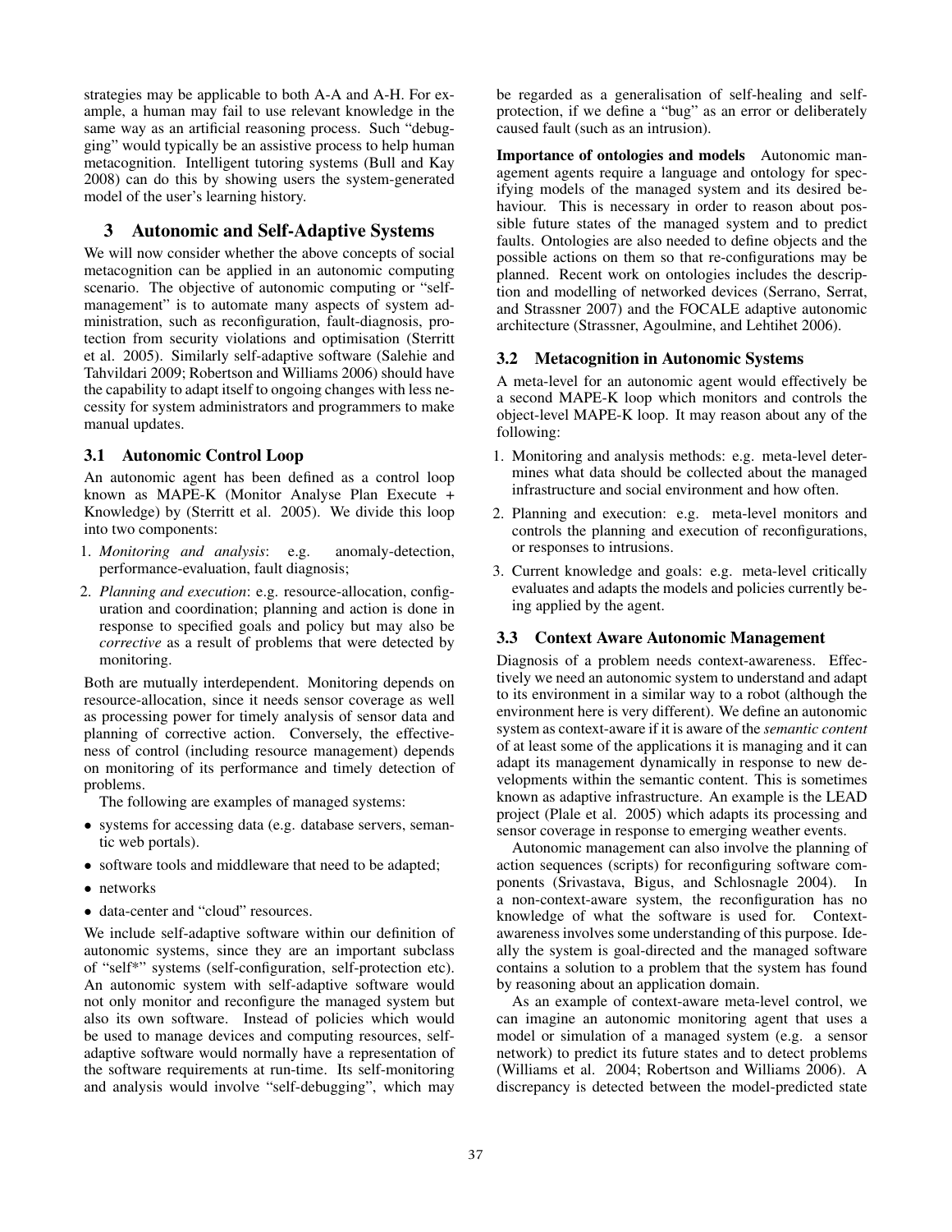strategies may be applicable to both A-A and A-H. For example, a human may fail to use relevant knowledge in the same way as an artificial reasoning process. Such "debugging" would typically be an assistive process to help human metacognition. Intelligent tutoring systems (Bull and Kay 2008) can do this by showing users the system-generated model of the user's learning history.

## 3 Autonomic and Self-Adaptive Systems

We will now consider whether the above concepts of social metacognition can be applied in an autonomic computing scenario. The objective of autonomic computing or "self-management" is to automate many aspects of system administration, such as reconfiguration, fault-diagnosis, protection from security violations and optimisation (Sterritt et al. 2005). Similarly self-adaptive software (Salehie and Tahvildari 2009; Robertson and Williams 2006) should have the capability to adapt itself to ongoing changes with less necessity for system administrators and programmers to make manual updates.

### 3.1 Autonomic Control Loop

An autonomic agent has been defined as a control loop known as MAPE-K (Monitor Analyse Plan Execute + Knowledge) by (Sterritt et al. 2005). We divide this loop into two components:

1. *Monitoring and analysis*: e.g. anomaly-detection, performance-evaluation, fault diagnosis;
2. *Planning and execution*: e.g. resource-allocation, configuration and coordination; planning and action is done in response to specified goals and policy but may also be *corrective* as a result of problems that were detected by monitoring.

Both are mutually interdependent. Monitoring depends on resource-allocation, since it needs sensor coverage as well as processing power for timely analysis of sensor data and planning of corrective action. Conversely, the effectiveness of control (including resource management) depends on monitoring of its performance and timely detection of problems.

The following are examples of managed systems:

- systems for accessing data (e.g. database servers, semantic web portals).
- software tools and middleware that need to be adapted;
- networks
- data-center and "cloud" resources.

We include self-adaptive software within our definition of autonomic systems, since they are an important subclass of "self*" systems (self-configuration, self-protection etc). An autonomic system with self-adaptive software would not only monitor and reconfigure the managed system but also its own software. Instead of policies which would be used to manage devices and computing resources, self-adaptive software would normally have a representation of the software requirements at run-time. Its self-monitoring and analysis would involve "self-debugging", which may be regarded as a generalisation of self-healing and self-protection, if we define a "bug" as an error or deliberately caused fault (such as an intrusion).

**Importance of ontologies and models** Autonomic management agents require a language and ontology for specifying models of the managed system and its desired behaviour. This is necessary in order to reason about possible future states of the managed system and to predict faults. Ontologies are also needed to define objects and the possible actions on them so that re-configurations may be planned. Recent work on ontologies includes the description and modelling of networked devices (Serrano, Serrat, and Strassner 2007) and the FOCALE adaptive autonomic architecture (Strassner, Agoulmine, and Lehtihet 2006).

### 3.2 Metacognition in Autonomic Systems

A meta-level for an autonomic agent would effectively be a second MAPE-K loop which monitors and controls the object-level MAPE-K loop. It may reason about any of the following:

1. Monitoring and analysis methods: e.g. meta-level determines what data should be collected about the managed infrastructure and social environment and how often.
2. Planning and execution: e.g. meta-level monitors and controls the planning and execution of reconfigurations, or responses to intrusions.
3. Current knowledge and goals: e.g. meta-level critically evaluates and adapts the models and policies currently being applied by the agent.

### 3.3 Context Aware Autonomic Management

Diagnosis of a problem needs context-awareness. Effectively we need an autonomic system to understand and adapt to its environment in a very similar way to a robot (although the environment here is very different). We define an autonomic system as context-aware if it is aware of the *semantic content* of at least some of the applications it is managing and it can adapt its management dynamically in response to new developments within the semantic content. This is sometimes known as adaptive infrastructure. An example is the LEAD project (Plale et al. 2005) which adapts its processing and sensor coverage in response to emerging weather events.

Autonomic management can also involve the planning of action sequences (scripts) for reconfiguring software components (Srivastava, Bigus, and Schlosnagle 2004). In a non-context-aware system, the reconfiguration has no knowledge of what the software is used for. Context-awareness involves some understanding of this purpose. Ideally the system is goal-directed and the managed software contains a solution to a problem that the system has found by reasoning about an application domain.

As an example of context-aware meta-level control, we can imagine an autonomic monitoring agent that uses a model or simulation of a managed system (e.g. a sensor network) to predict its future states and to detect problems (Williams et al. 2004; Robertson and Williams 2006). A discrepancy is detected between the model-predicted state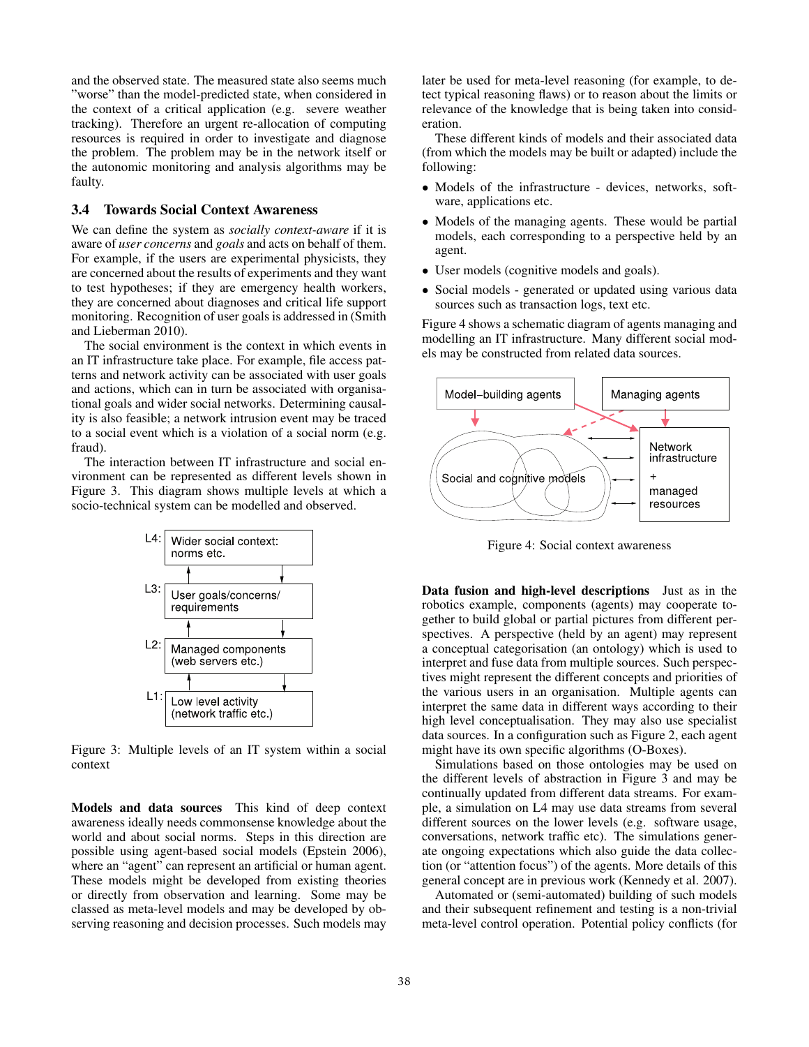and the observed state. The measured state also seems much "worse" than the model-predicted state, when considered in the context of a critical application (e.g. severe weather tracking). Therefore an urgent re-allocation of computing resources is required in order to investigate and diagnose the problem. The problem may be in the network itself or the autonomic monitoring and analysis algorithms may be faulty.

### 3.4 Towards Social Context Awareness

We can define the system as *socially context-aware* if it is aware of *user concerns* and *goals* and acts on behalf of them. For example, if the users are experimental physicists, they are concerned about the results of experiments and they want to test hypotheses; if they are emergency health workers, they are concerned about diagnoses and critical life support monitoring. Recognition of user goals is addressed in (Smith and Lieberman 2010).

The social environment is the context in which events in an IT infrastructure take place. For example, file access patterns and network activity can be associated with user goals and actions, which can in turn be associated with organisational goals and wider social networks. Determining causality is also feasible; a network intrusion event may be traced to a social event which is a violation of a social norm (e.g. fraud).

The interaction between IT infrastructure and social environment can be represented as different levels shown in Figure 3. This diagram shows multiple levels at which a socio-technical system can be modelled and observed.

L4: Wider social context: norms etc.

L3: User goals/concerns/ requirements

L2: Managed components (web servers etc.)

L1: Low level activity (network traffic etc.)

Figure 3: Multiple levels of an IT system within a social context

**Models and data sources** This kind of deep context awareness ideally needs commonsense knowledge about the world and about social norms. Steps in this direction are possible using agent-based social models (Epstein 2006), where an "agent" can represent an artificial or human agent. These models might be developed from existing theories or directly from observation and learning. Some may be classed as meta-level models and may be developed by observing reasoning and decision processes. Such models may later be used for meta-level reasoning (for example, to detect typical reasoning flaws) or to reason about the limits or relevance of the knowledge that is being taken into consideration.

These different kinds of models and their associated data (from which the models may be built or adapted) include the following:

- Models of the infrastructure - devices, networks, software, applications etc.
- Models of the managing agents. These would be partial models, each corresponding to a perspective held by an agent.
- User models (cognitive models and goals).
- Social models - generated or updated using various data sources such as transaction logs, text etc.

Figure 4 shows a schematic diagram of agents managing and modelling an IT infrastructure. Many different social models may be constructed from related data sources.

Model–building agents

Managing agents

Social and cognitive models

Network infrastructure + managed resources

Figure 4: Social context awareness

**Data fusion and high-level descriptions** Just as in the robotics example, components (agents) may cooperate together to build global or partial pictures from different perspectives. A perspective (held by an agent) may represent a conceptual categorisation (an ontology) which is used to interpret and fuse data from multiple sources. Such perspectives might represent the different concepts and priorities of the various users in an organisation. Multiple agents can interpret the same data in different ways according to their high level conceptualisation. They may also use specialist data sources. In a configuration such as Figure 2, each agent might have its own specific algorithms (O-Boxes).

Simulations based on those ontologies may be used on the different levels of abstraction in Figure 3 and may be continually updated from different data streams. For example, a simulation on L4 may use data streams from several different sources on the lower levels (e.g. software usage, conversations, network traffic etc). The simulations generate ongoing expectations which also guide the data collection (or "attention focus") of the agents. More details of this general concept are in previous work (Kennedy et al. 2007).

Automated or (semi-automated) building of such models and their subsequent refinement and testing is a non-trivial meta-level control operation. Potential policy conflicts (for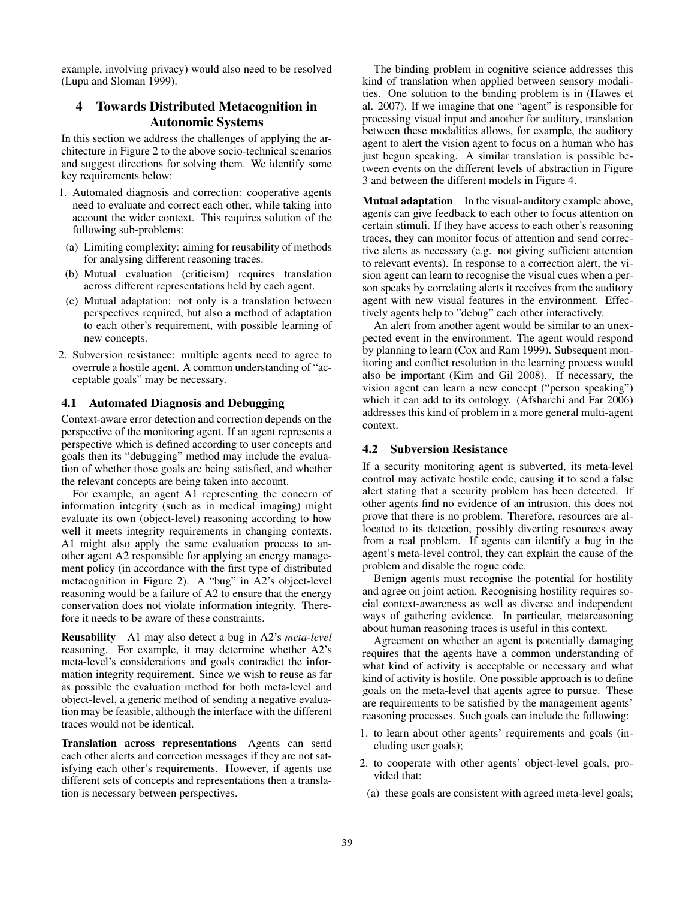example, involving privacy) would also need to be resolved (Lupu and Sloman 1999).

## 4 Towards Distributed Metacognition in Autonomic Systems

In this section we address the challenges of applying the architecture in Figure 2 to the above socio-technical scenarios and suggest directions for solving them. We identify some key requirements below:

1. Automated diagnosis and correction: cooperative agents need to evaluate and correct each other, while taking into account the wider context. This requires solution of the following sub-problems:
   (a) Limiting complexity: aiming for reusability of methods for analysing different reasoning traces.
   (b) Mutual evaluation (criticism) requires translation across different representations held by each agent.
   (c) Mutual adaptation: not only is a translation between perspectives required, but also a method of adaptation to each other's requirement, with possible learning of new concepts.
2. Subversion resistance: multiple agents need to agree to overrule a hostile agent. A common understanding of "acceptable goals" may be necessary.

### 4.1 Automated Diagnosis and Debugging

Context-aware error detection and correction depends on the perspective of the monitoring agent. If an agent represents a perspective which is defined according to user concepts and goals then its "debugging" method may include the evaluation of whether those goals are being satisfied, and whether the relevant concepts are being taken into account.

For example, an agent A1 representing the concern of information integrity (such as in medical imaging) might evaluate its own (object-level) reasoning according to how well it meets integrity requirements in changing contexts. A1 might also apply the same evaluation process to another agent A2 responsible for applying an energy management policy (in accordance with the first type of distributed metacognition in Figure 2). A "bug" in A2's object-level reasoning would be a failure of A2 to ensure that the energy conservation does not violate information integrity. Therefore it needs to be aware of these constraints.

**Reusability** A1 may also detect a bug in A2's *meta-level* reasoning. For example, it may determine whether A2's meta-level's considerations and goals contradict the information integrity requirement. Since we wish to reuse as far as possible the evaluation method for both meta-level and object-level, a generic method of sending a negative evaluation may be feasible, although the interface with the different traces would not be identical.

**Translation across representations** Agents can send each other alerts and correction messages if they are not satisfying each other's requirements. However, if agents use different sets of concepts and representations then a translation is necessary between perspectives.

The binding problem in cognitive science addresses this kind of translation when applied between sensory modalities. One solution to the binding problem is in (Hawes et al. 2007). If we imagine that one "agent" is responsible for processing visual input and another for auditory, translation between these modalities allows, for example, the auditory agent to alert the vision agent to focus on a human who has just begun speaking. A similar translation is possible between events on the different levels of abstraction in Figure 3 and between the different models in Figure 4.

**Mutual adaptation** In the visual-auditory example above, agents can give feedback to each other to focus attention on certain stimuli. If they have access to each other's reasoning traces, they can monitor focus of attention and send corrective alerts as necessary (e.g. not giving sufficient attention to relevant events). In response to a correction alert, the vision agent can learn to recognise the visual cues when a person speaks by correlating alerts it receives from the auditory agent with new visual features in the environment. Effectively agents help to "debug" each other interactively.

An alert from another agent would be similar to an unexpected event in the environment. The agent would respond by planning to learn (Cox and Ram 1999). Subsequent monitoring and conflict resolution in the learning process would also be important (Kim and Gil 2008). If necessary, the vision agent can learn a new concept ("person speaking") which it can add to its ontology. (Afsharchi and Far 2006) addresses this kind of problem in a more general multi-agent context.

### 4.2 Subversion Resistance

If a security monitoring agent is subverted, its meta-level control may activate hostile code, causing it to send a false alert stating that a security problem has been detected. If other agents find no evidence of an intrusion, this does not prove that there is no problem. Therefore, resources are allocated to its detection, possibly diverting resources away from a real problem. If agents can identify a bug in the agent's meta-level control, they can explain the cause of the problem and disable the rogue code.

Benign agents must recognise the potential for hostility and agree on joint action. Recognising hostility requires social context-awareness as well as diverse and independent ways of gathering evidence. In particular, metareasoning about human reasoning traces is useful in this context.

Agreement on whether an agent is potentially damaging requires that the agents have a common understanding of what kind of activity is acceptable or necessary and what kind of activity is hostile. One possible approach is to define goals on the meta-level that agents agree to pursue. These are requirements to be satisfied by the management agents' reasoning processes. Such goals can include the following:

1. to learn about other agents' requirements and goals (including user goals);
2. to cooperate with other agents' object-level goals, provided that:
   (a) these goals are consistent with agreed meta-level goals;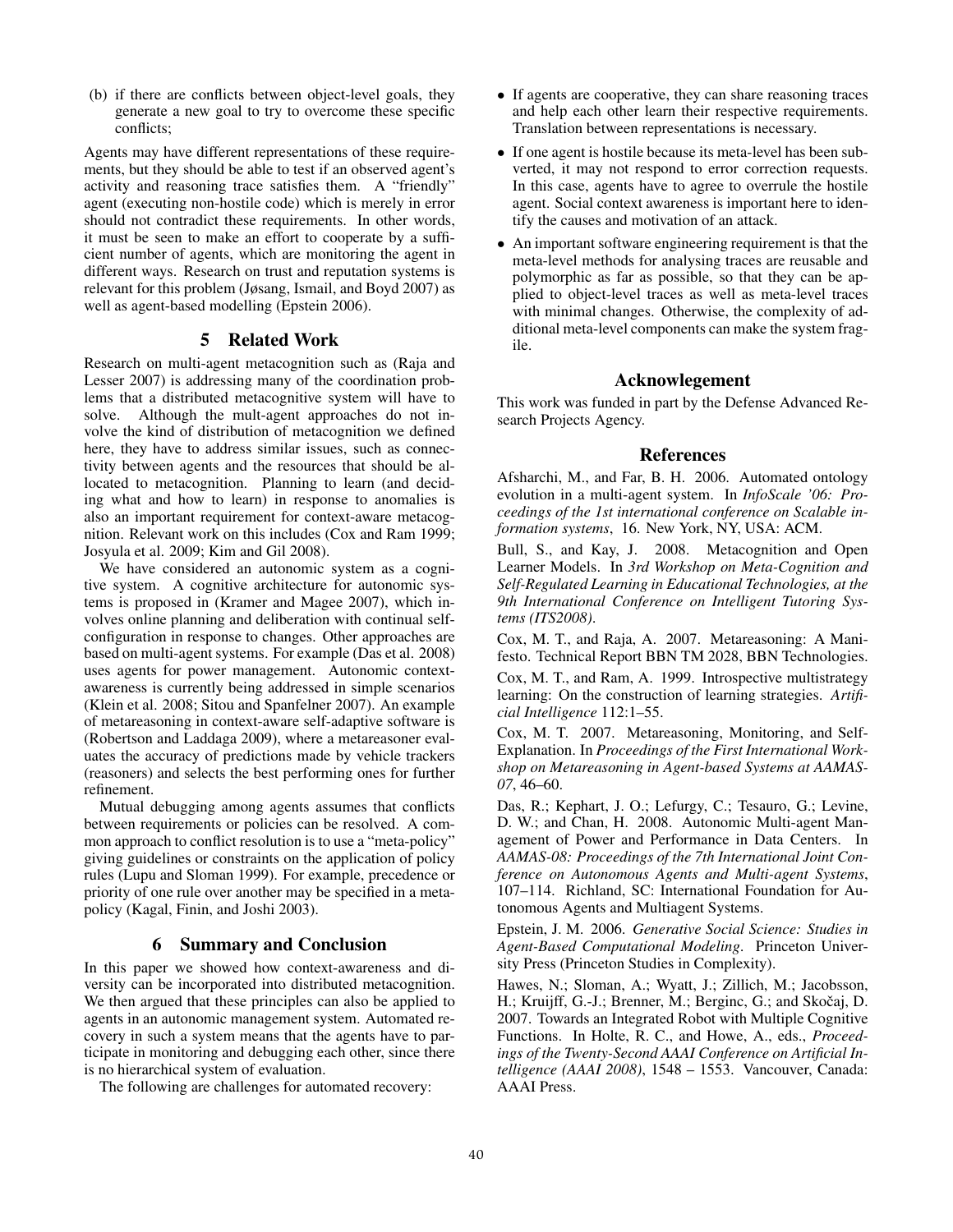(b) if there are conflicts between object-level goals, they generate a new goal to try to overcome these specific conflicts;

Agents may have different representations of these requirements, but they should be able to test if an observed agent's activity and reasoning trace satisfies them. A "friendly" agent (executing non-hostile code) which is merely in error should not contradict these requirements. In other words, it must be seen to make an effort to cooperate by a sufficient number of agents, which are monitoring the agent in different ways. Research on trust and reputation systems is relevant for this problem (Jøsang, Ismail, and Boyd 2007) as well as agent-based modelling (Epstein 2006).

## 5 Related Work

Research on multi-agent metacognition such as (Raja and Lesser 2007) is addressing many of the coordination problems that a distributed metacognitive system will have to solve. Although the mult-agent approaches do not involve the kind of distribution of metacognition we defined here, they have to address similar issues, such as connectivity between agents and the resources that should be allocated to metacognition. Planning to learn (and deciding what and how to learn) in response to anomalies is also an important requirement for context-aware metacognition. Relevant work on this includes (Cox and Ram 1999; Josyula et al. 2009; Kim and Gil 2008).

We have considered an autonomic system as a cognitive system. A cognitive architecture for autonomic systems is proposed in (Kramer and Magee 2007), which involves online planning and deliberation with continual self-configuration in response to changes. Other approaches are based on multi-agent systems. For example (Das et al. 2008) uses agents for power management. Autonomic context-awareness is currently being addressed in simple scenarios (Klein et al. 2008; Sitou and Spanfelner 2007). An example of metareasoning in context-aware self-adaptive software is (Robertson and Laddaga 2009), where a metareasoner evaluates the accuracy of predictions made by vehicle trackers (reasoners) and selects the best performing ones for further refinement.

Mutual debugging among agents assumes that conflicts between requirements or policies can be resolved. A common approach to conflict resolution is to use a "meta-policy" giving guidelines or constraints on the application of policy rules (Lupu and Sloman 1999). For example, precedence or priority of one rule over another may be specified in a metapolicy (Kagal, Finin, and Joshi 2003).

## 6 Summary and Conclusion

In this paper we showed how context-awareness and diversity can be incorporated into distributed metacognition. We then argued that these principles can also be applied to agents in an autonomic management system. Automated recovery in such a system means that the agents have to participate in monitoring and debugging each other, since there is no hierarchical system of evaluation.

The following are challenges for automated recovery:

- If agents are cooperative, they can share reasoning traces and help each other learn their respective requirements. Translation between representations is necessary.
- If one agent is hostile because its meta-level has been subverted, it may not respond to error correction requests. In this case, agents have to agree to overrule the hostile agent. Social context awareness is important here to identify the causes and motivation of an attack.
- An important software engineering requirement is that the meta-level methods for analysing traces are reusable and polymorphic as far as possible, so that they can be applied to object-level traces as well as meta-level traces with minimal changes. Otherwise, the complexity of additional meta-level components can make the system fragile.

## Acknowlegement

This work was funded in part by the Defense Advanced Research Projects Agency.

## References

Afsharchi, M., and Far, B. H. 2006. Automated ontology evolution in a multi-agent system. In *InfoScale '06: Proceedings of the 1st international conference on Scalable information systems*, 16. New York, NY, USA: ACM.

Bull, S., and Kay, J. 2008. Metacognition and Open Learner Models. In *3rd Workshop on Meta-Cognition and Self-Regulated Learning in Educational Technologies, at the 9th International Conference on Intelligent Tutoring Systems (ITS2008)*.

Cox, M. T., and Raja, A. 2007. Metareasoning: A Manifesto. Technical Report BBN TM 2028, BBN Technologies.

Cox, M. T., and Ram, A. 1999. Introspective multistrategy learning: On the construction of learning strategies. *Artificial Intelligence* 112:1–55.

Cox, M. T. 2007. Metareasoning, Monitoring, and Self-Explanation. In *Proceedings of the First International Workshop on Metareasoning in Agent-based Systems at AAMAS-07*, 46–60.

Das, R.; Kephart, J. O.; Lefurgy, C.; Tesauro, G.; Levine, D. W.; and Chan, H. 2008. Autonomic Multi-agent Management of Power and Performance in Data Centers. In *AAMAS-08: Proceedings of the 7th International Joint Conference on Autonomous Agents and Multi-agent Systems*, 107–114. Richland, SC: International Foundation for Autonomous Agents and Multiagent Systems.

Epstein, J. M. 2006. *Generative Social Science: Studies in Agent-Based Computational Modeling*. Princeton University Press (Princeton Studies in Complexity).

Hawes, N.; Sloman, A.; Wyatt, J.; Zillich, M.; Jacobsson, H.; Kruijff, G.-J.; Brenner, M.; Berginc, G.; and Skočaj, D. 2007. Towards an Integrated Robot with Multiple Cognitive Functions. In Holte, R. C., and Howe, A., eds., *Proceedings of the Twenty-Second AAAI Conference on Artificial Intelligence (AAAI 2008)*, 1548 – 1553. Vancouver, Canada: AAAI Press.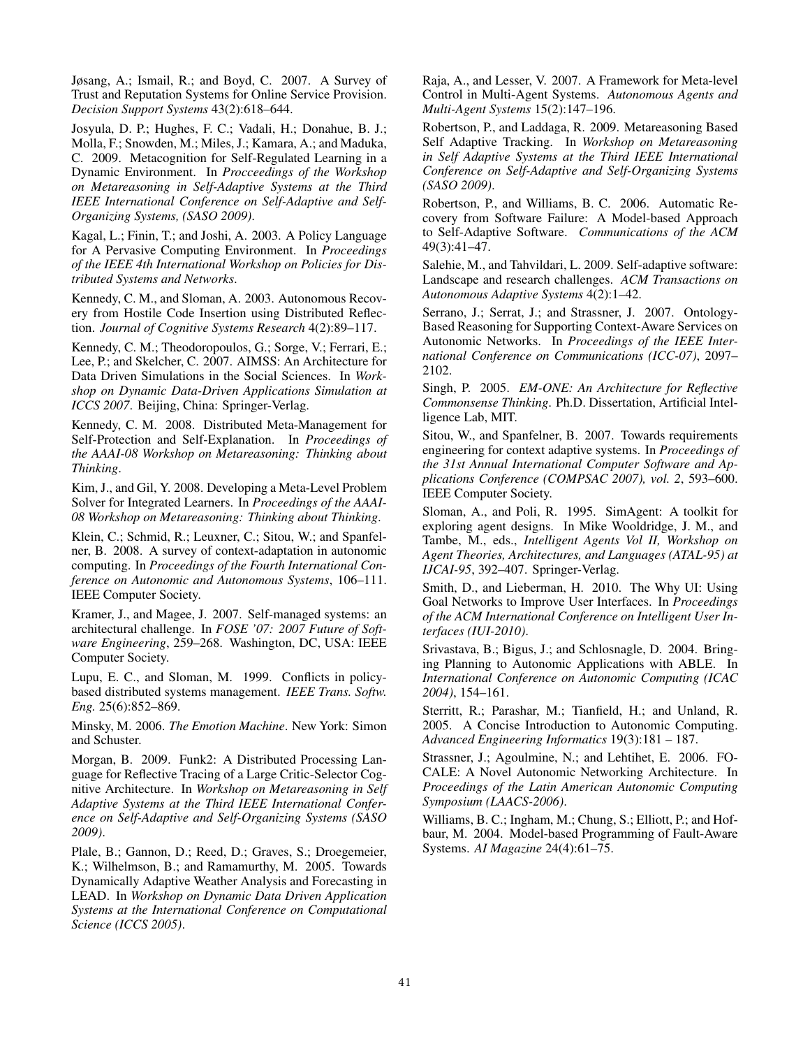Jøsang, A.; Ismail, R.; and Boyd, C. 2007. A Survey of Trust and Reputation Systems for Online Service Provision. *Decision Support Systems* 43(2):618–644.

Josyula, D. P.; Hughes, F. C.; Vadali, H.; Donahue, B. J.; Molla, F.; Snowden, M.; Miles, J.; Kamara, A.; and Maduka, C. 2009. Metacognition for Self-Regulated Learning in a Dynamic Environment. In *Procceedings of the Workshop on Metareasoning in Self-Adaptive Systems at the Third IEEE International Conference on Self-Adaptive and Self-Organizing Systems, (SASO 2009)*.

Kagal, L.; Finin, T.; and Joshi, A. 2003. A Policy Language for A Pervasive Computing Environment. In *Proceedings of the IEEE 4th International Workshop on Policies for Distributed Systems and Networks*.

Kennedy, C. M., and Sloman, A. 2003. Autonomous Recovery from Hostile Code Insertion using Distributed Reflection. *Journal of Cognitive Systems Research* 4(2):89–117.

Kennedy, C. M.; Theodoropoulos, G.; Sorge, V.; Ferrari, E.; Lee, P.; and Skelcher, C. 2007. AIMSS: An Architecture for Data Driven Simulations in the Social Sciences. In *Workshop on Dynamic Data-Driven Applications Simulation at ICCS 2007*. Beijing, China: Springer-Verlag.

Kennedy, C. M. 2008. Distributed Meta-Management for Self-Protection and Self-Explanation. In *Proceedings of the AAAI-08 Workshop on Metareasoning: Thinking about Thinking*.

Kim, J., and Gil, Y. 2008. Developing a Meta-Level Problem Solver for Integrated Learners. In *Proceedings of the AAAI-08 Workshop on Metareasoning: Thinking about Thinking*.

Klein, C.; Schmid, R.; Leuxner, C.; Sitou, W.; and Spanfelner, B. 2008. A survey of context-adaptation in autonomic computing. In *Proceedings of the Fourth International Conference on Autonomic and Autonomous Systems*, 106–111. IEEE Computer Society.

Kramer, J., and Magee, J. 2007. Self-managed systems: an architectural challenge. In *FOSE '07: 2007 Future of Software Engineering*, 259–268. Washington, DC, USA: IEEE Computer Society.

Lupu, E. C., and Sloman, M. 1999. Conflicts in policy-based distributed systems management. *IEEE Trans. Softw. Eng.* 25(6):852–869.

Minsky, M. 2006. *The Emotion Machine*. New York: Simon and Schuster.

Morgan, B. 2009. Funk2: A Distributed Processing Language for Reflective Tracing of a Large Critic-Selector Cognitive Architecture. In *Workshop on Metareasoning in Self Adaptive Systems at the Third IEEE International Conference on Self-Adaptive and Self-Organizing Systems (SASO 2009)*.

Plale, B.; Gannon, D.; Reed, D.; Graves, S.; Droegemeier, K.; Wilhelmson, B.; and Ramamurthy, M. 2005. Towards Dynamically Adaptive Weather Analysis and Forecasting in LEAD. In *Workshop on Dynamic Data Driven Application Systems at the International Conference on Computational Science (ICCS 2005)*.

Raja, A., and Lesser, V. 2007. A Framework for Meta-level Control in Multi-Agent Systems. *Autonomous Agents and Multi-Agent Systems* 15(2):147–196.

Robertson, P., and Laddaga, R. 2009. Metareasoning Based Self Adaptive Tracking. In *Workshop on Metareasoning in Self Adaptive Systems at the Third IEEE International Conference on Self-Adaptive and Self-Organizing Systems (SASO 2009)*.

Robertson, P., and Williams, B. C. 2006. Automatic Recovery from Software Failure: A Model-based Approach to Self-Adaptive Software. *Communications of the ACM* 49(3):41–47.

Salehie, M., and Tahvildari, L. 2009. Self-adaptive software: Landscape and research challenges. *ACM Transactions on Autonomous Adaptive Systems* 4(2):1–42.

Serrano, J.; Serrat, J.; and Strassner, J. 2007. Ontology-Based Reasoning for Supporting Context-Aware Services on Autonomic Networks. In *Proceedings of the IEEE International Conference on Communications (ICC-07)*, 2097–2102.

Singh, P. 2005. *EM-ONE: An Architecture for Reflective Commonsense Thinking*. Ph.D. Dissertation, Artificial Intelligence Lab, MIT.

Sitou, W., and Spanfelner, B. 2007. Towards requirements engineering for context adaptive systems. In *Proceedings of the 31st Annual International Computer Software and Applications Conference (COMPSAC 2007), vol. 2*, 593–600. IEEE Computer Society.

Sloman, A., and Poli, R. 1995. SimAgent: A toolkit for exploring agent designs. In Mike Wooldridge, J. M., and Tambe, M., eds., *Intelligent Agents Vol II, Workshop on Agent Theories, Architectures, and Languages (ATAL-95) at IJCAI-95*, 392–407. Springer-Verlag.

Smith, D., and Lieberman, H. 2010. The Why UI: Using Goal Networks to Improve User Interfaces. In *Proceedings of the ACM International Conference on Intelligent User Interfaces (IUI-2010)*.

Srivastava, B.; Bigus, J.; and Schlosnagle, D. 2004. Bringing Planning to Autonomic Applications with ABLE. In *International Conference on Autonomic Computing (ICAC 2004)*, 154–161.

Sterritt, R.; Parashar, M.; Tianfield, H.; and Unland, R. 2005. A Concise Introduction to Autonomic Computing. *Advanced Engineering Informatics* 19(3):181 – 187.

Strassner, J.; Agoulmine, N.; and Lehtihet, E. 2006. FOCALE: A Novel Autonomic Networking Architecture. In *Proceedings of the Latin American Autonomic Computing Symposium (LAACS-2006)*.

Williams, B. C.; Ingham, M.; Chung, S.; Elliott, P.; and Hofbaur, M. 2004. Model-based Programming of Fault-Aware Systems. *AI Magazine* 24(4):61–75.